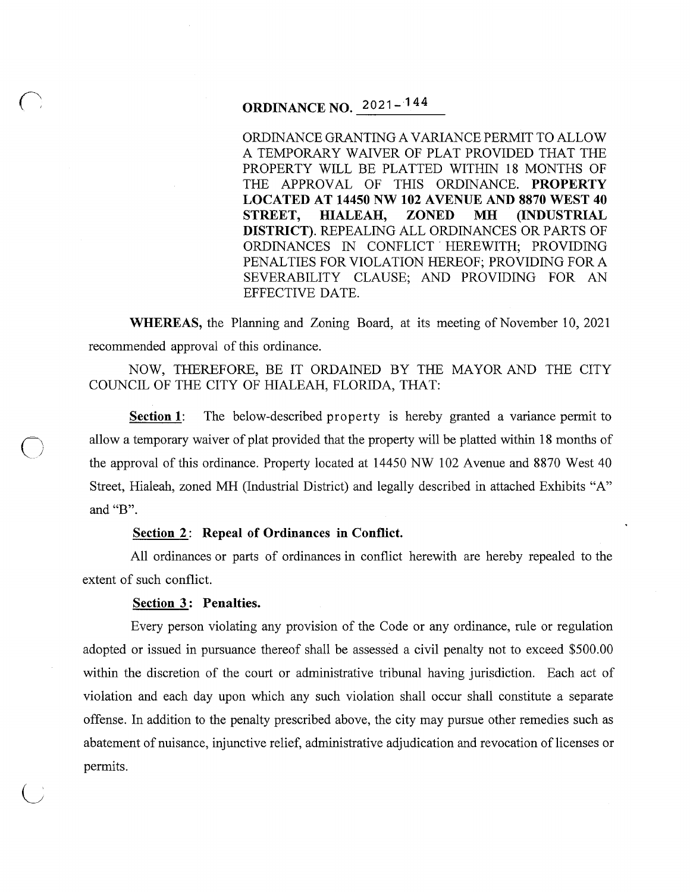# ORDINANCE NO. 2021-144

ORDINANCE GRANTING A VARIANCE PERMIT TO ALLOW A TEMPORARY WAIVER OF PLAT PROVIDED THAT THE PROPERTY WILL BE PLATTED WITHIN 18 MONTHS OF THE APPROVAL OF THIS ORDINANCE. **PROPERTY LOCATED AT 14450 NW 102 AVENUE AND 8870 WEST 40 STREET, HIALEAH, ZONED MH (INDUSTRIAL DISTRICT).** REPEALING ALL ORDINANCES OR PARTS OF ORDINANCES IN CONFLICT HEREWITH; PROVIDING PENALTIES FOR VIOLATION HEREOF; PROVIDING FOR A SEVERABILITY CLAUSE; AND PROVIDING FOR AN EFFECTIVE DATE.

**WHEREAS,** the Planning and Zoning Board, at its meeting of November 10, 2021 recommended approval of this ordinance.

NOW, THEREFORE, BE IT ORDAINED BY THE MAYOR AND THE CITY COUNCIL OF THE CITY OF HIALEAH, FLORIDA, THAT:

**Section 1**: The below-described property is hereby granted a variance permit to allow a temporary waiver of plat provided that the property will be platted within 18 months of the approval of this ordinance. Property located at 14450 NW 102 Avenue and 8870 West 40 Street, Hialeah, zoned MH (Industrial District) and legally described in attached Exhibits "A" and "B".

**Section 2: Repeal of Ordinances in Conflict.**

All ordinances or parts of ordinances in conflict herewith are hereby repealed to the extent of such conflict.

**Section 3: Penalties.**

Every person violating any provision of the Code or any ordinance, rule or regulation adopted or issued in pursuance thereof shall be assessed a civil penalty not to exceed $500.00 within the discretion of the court or administrative tribunal having jurisdiction. Each act of violation and each day upon which any such violation shall occur shall constitute a separate offense. In addition to the penalty prescribed above, the city may pursue other remedies such as abatement of nuisance, injunctive relief, administrative adjudication and revocation of licenses or permits.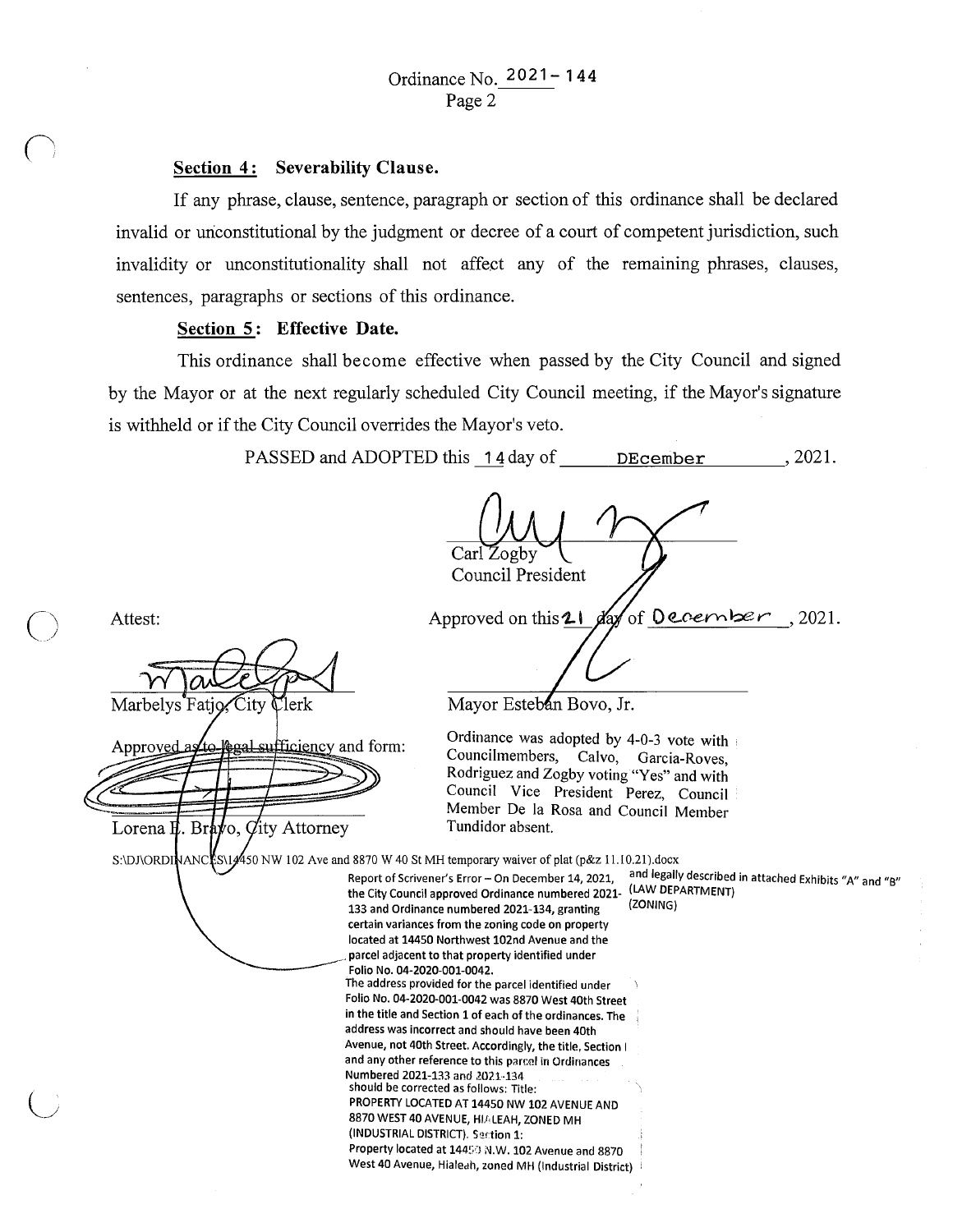Ordinance No. 2021- 144

**Section 4: Severability Clause.**

If any phrase, clause, sentence, paragraph or section of this ordinance shall be declared invalid or unconstitutional by the judgment or decree of a court of competent jurisdiction, such invalidity or unconstitutionality shall not affect any of the remaining phrases, clauses, sentences, paragraphs or sections of this ordinance.

**Section 5: Effective Date.**

This ordinance shall become effective when passed by the City Council and signed by the Mayor or at the next regularly scheduled City Council meeting, if the Mayor's signature is withheld or if the City Council overrides the Mayor's veto.

PASSED and ADOPTED this 14 day of DEcember, 2021.

Carl Zogby
Council President

Approved on this 21 day of December, 2021.

Attest:

Marbelys Fatjo, City Clerk

Mayor Esteban Bovo, Jr.

Approved as to legal sufficiency and form:

Lorena E. Bravo, City Attorney

Ordinance was adopted by 4-0-3 vote with Councilmembers, Calvo, Garcia-Roves, Rodriguez and Zogby voting "Yes" and with Council Vice President Perez, Council Member De la Rosa and Council Member Tundidor absent.

S:\DJ\ORDINANCES\14450 NW 102 Ave and 8870 W 40 St MH temporary waiver of plat (p&z 11.10.21).docx

Report of Scrivener's Error – On December 14, 2021, the City Council approved Ordinance numbered 2021-133 and Ordinance numbered 2021-134, granting certain variances from the zoning code on property located at 14450 Northwest 102nd Avenue and the parcel adjacent to that property identified under Folio No. 04-2020-001-0042.
The address provided for the parcel identified under Folio No. 04-2020-001-0042 was 8870 West 40th Street in the title and Section 1 of each of the ordinances. The address was incorrect and should have been 40th Avenue, not 40th Street. Accordingly, the title, Section I and any other reference to this parcel in Ordinances Numbered 2021-133 and 2021-134 should be corrected as follows: Title:
PROPERTY LOCATED AT 14450 NW 102 AVENUE AND 8870 WEST 40 AVENUE, HIALEAH, ZONED MH (INDUSTRIAL DISTRICT). Section 1:
Property located at 14450 N.W. 102 Avenue and 8870 West 40 Avenue, Hialeah, zoned MH (Industrial District) and legally described in attached Exhibits "A" and "B"
(LAW DEPARTMENT)
(ZONING)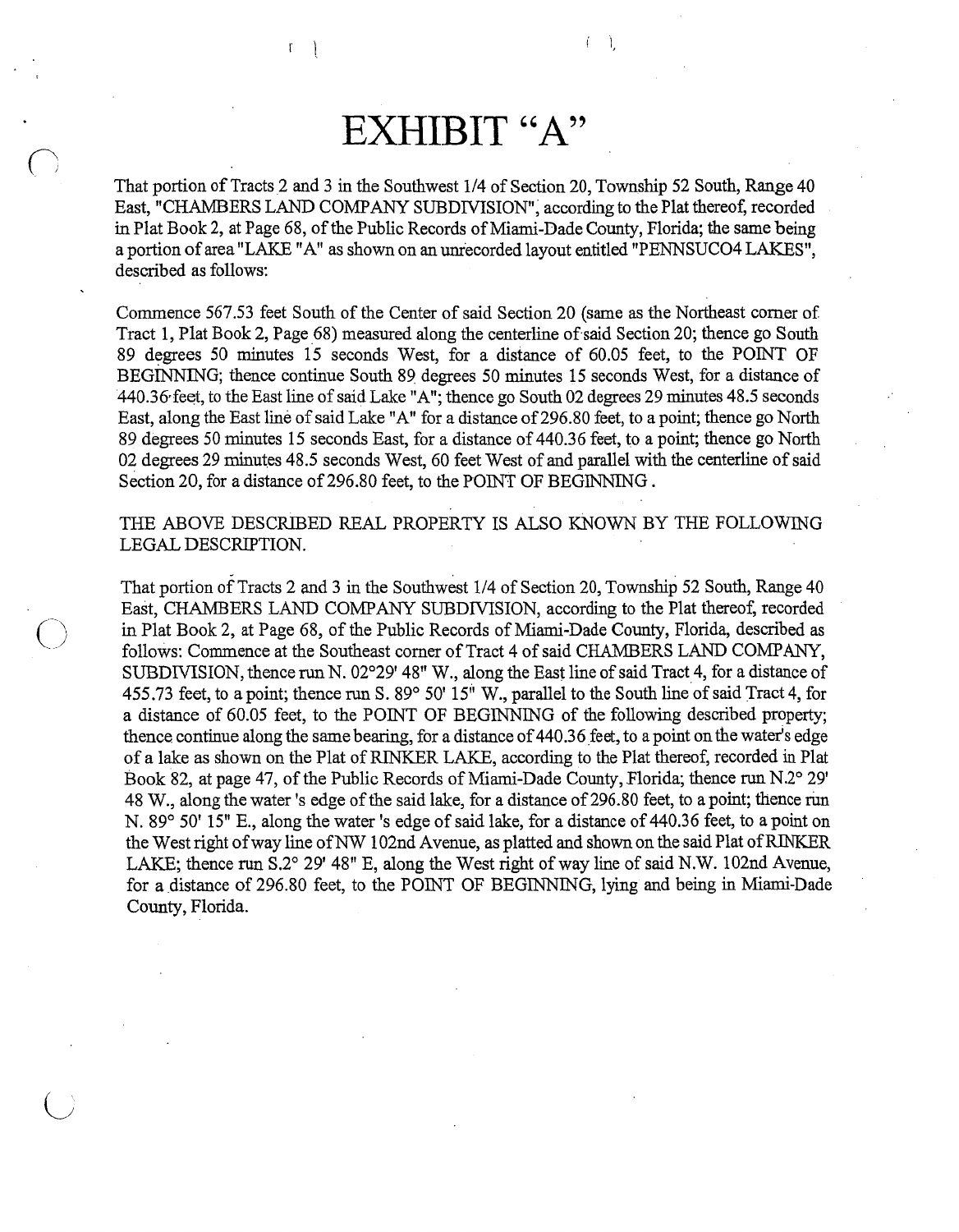# EXHIBIT "A"

That portion of Tracts 2 and 3 in the Southwest 1/4 of Section 20, Township 52 South, Range 40 East, "CHAMBERS LAND COMPANY SUBDIVISION", according to the Plat thereof, recorded in Plat Book 2, at Page 68, of the Public Records of Miami-Dade County, Florida; the same being a portion of area "LAKE "A" as shown on an unrecorded layout entitled "PENNSUCO4 LAKES", described as follows:

Commence 567.53 feet South of the Center of said Section 20 (same as the Northeast corner of Tract 1, Plat Book 2, Page 68) measured along the centerline of said Section 20; thence go South 89 degrees 50 minutes 15 seconds West, for a distance of 60.05 feet, to the POINT OF BEGINNING; thence continue South 89 degrees 50 minutes 15 seconds West, for a distance of 440.36 feet, to the East line of said Lake "A"; thence go South 02 degrees 29 minutes 48.5 seconds East, along the East line of said Lake "A" for a distance of 296.80 feet, to a point; thence go North 89 degrees 50 minutes 15 seconds East, for a distance of 440.36 feet, to a point; thence go North 02 degrees 29 minutes 48.5 seconds West, 60 feet West of and parallel with the centerline of said Section 20, for a distance of 296.80 feet, to the POINT OF BEGINNING.

THE ABOVE DESCRIBED REAL PROPERTY IS ALSO KNOWN BY THE FOLLOWING LEGAL DESCRIPTION.

That portion of Tracts 2 and 3 in the Southwest 1/4 of Section 20, Township 52 South, Range 40 East, CHAMBERS LAND COMPANY SUBDIVISION, according to the Plat thereof, recorded in Plat Book 2, at Page 68, of the Public Records of Miami-Dade County, Florida, described as follows: Commence at the Southeast corner of Tract 4 of said CHAMBERS LAND COMPANY, SUBDIVISION, thence run N. 02°29' 48" W., along the East line of said Tract 4, for a distance of 455.73 feet, to a point; thence run S. 89° 50' 15" W., parallel to the South line of said Tract 4, for a distance of 60.05 feet, to the POINT OF BEGINNING of the following described property; thence continue along the same bearing, for a distance of 440.36 feet, to a point on the water's edge of a lake as shown on the Plat of RINKER LAKE, according to the Plat thereof, recorded in Plat Book 82, at page 47, of the Public Records of Miami-Dade County, Florida; thence run N.2° 29' 48 W., along the water 's edge of the said lake, for a distance of 296.80 feet, to a point; thence run N. 89° 50' 15" E., along the water 's edge of said lake, for a distance of 440.36 feet, to a point on the West right of way line of NW 102nd Avenue, as platted and shown on the said Plat of RINKER LAKE; thence run S.2° 29' 48" E, along the West right of way line of said N.W. 102nd Avenue, for a distance of 296.80 feet, to the POINT OF BEGINNING, lying and being in Miami-Dade County, Florida.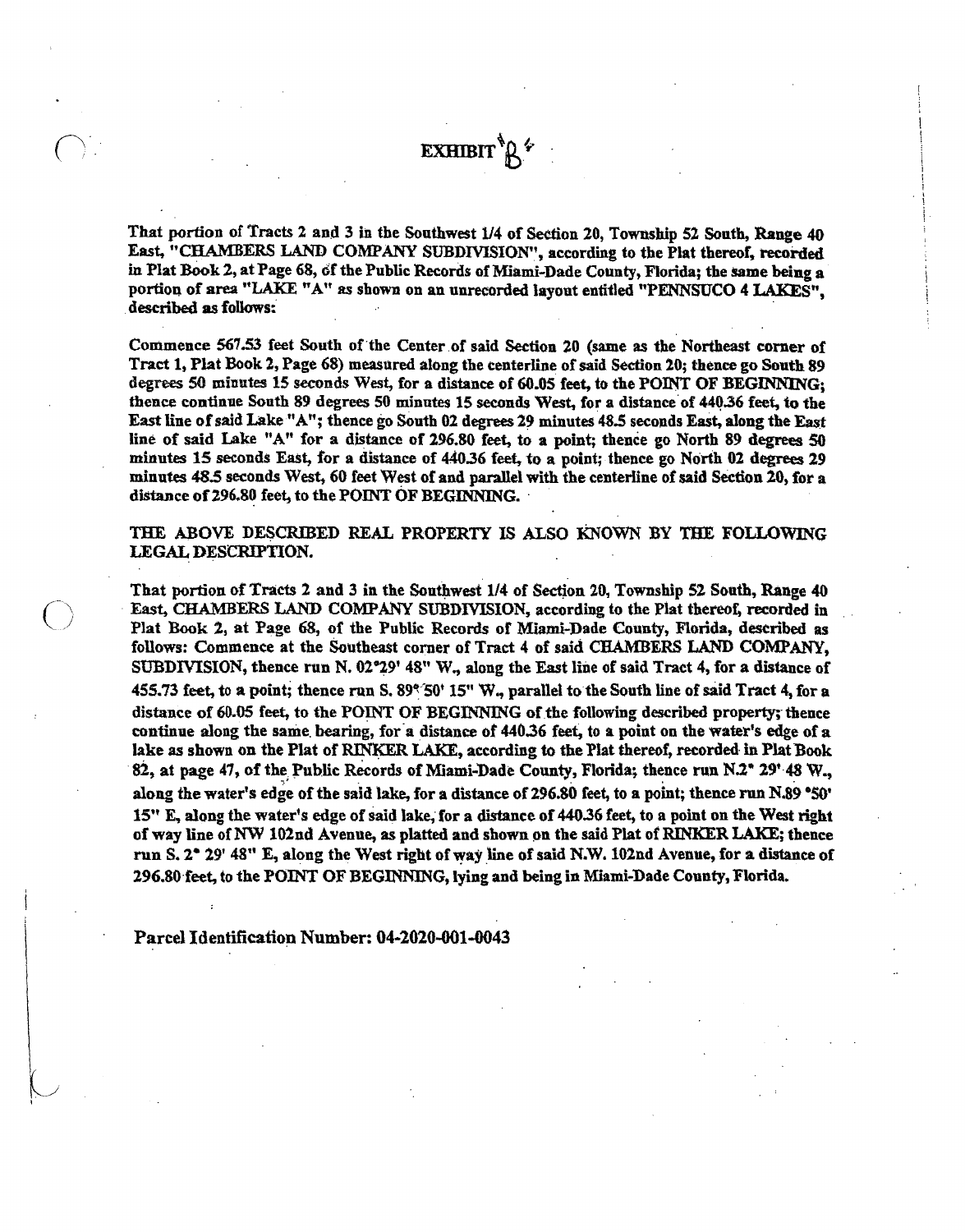# EXHIBIT "B"

That portion of Tracts 2 and 3 in the Southwest 1/4 of Section 20, Township 52 South, Range 40 East, "CHAMBERS LAND COMPANY SUBDIVISION", according to the Plat thereof, recorded in Plat Book 2, at Page 68, of the Public Records of Miami-Dade County, Florida; the same being a portion of area "LAKE "A" as shown on an unrecorded layout entitled "PENNSUCO 4 LAKES", described as follows:

Commence 567.53 feet South of the Center of said Section 20 (same as the Northeast corner of Tract 1, Plat Book 2, Page 68) measured along the centerline of said Section 20; thence go South 89 degrees 50 minutes 15 seconds West, for a distance of 60.05 feet, to the POINT OF BEGINNING; thence continue South 89 degrees 50 minutes 15 seconds West, for a distance of 440.36 feet, to the East line of said Lake "A"; thence go South 02 degrees 29 minutes 48.5 seconds East, along the East line of said Lake "A" for a distance of 296.80 feet, to a point; thence go North 89 degrees 50 minutes 15 seconds East, for a distance of 440.36 feet, to a point; thence go North 02 degrees 29 minutes 48.5 seconds West, 60 feet West of and parallel with the centerline of said Section 20, for a distance of 296.80 feet, to the POINT OF BEGINNING.

THE ABOVE DESCRIBED REAL PROPERTY IS ALSO KNOWN BY THE FOLLOWING LEGAL DESCRIPTION.

That portion of Tracts 2 and 3 in the Southwest 1/4 of Section 20, Township 52 South, Range 40 East, CHAMBERS LAND COMPANY SUBDIVISION, according to the Plat thereof, recorded in Plat Book 2, at Page 68, of the Public Records of Miami-Dade County, Florida, described as follows: Commence at the Southeast corner of Tract 4 of said CHAMBERS LAND COMPANY, SUBDIVISION, thence run N. 02°29' 48" W., along the East line of said Tract 4, for a distance of 455.73 feet, to a point; thence run S. 89° 50' 15" W., parallel to the South line of said Tract 4, for a distance of 60.05 feet, to the POINT OF BEGINNING of the following described property; thence continue along the same bearing, for a distance of 440.36 feet, to a point on the water's edge of a lake as shown on the Plat of RINKER LAKE, according to the Plat thereof, recorded in Plat Book 82, at page 47, of the Public Records of Miami-Dade County, Florida; thence run N.2° 29' 48 W., along the water's edge of the said lake, for a distance of 296.80 feet, to a point; thence run N.89 °50' 15" E, along the water's edge of said lake, for a distance of 440.36 feet, to a point on the West right of way line of NW 102nd Avenue, as platted and shown on the said Plat of RINKER LAKE; thence run S. 2° 29' 48" E, along the West right of way line of said N.W. 102nd Avenue, for a distance of 296.80 feet, to the POINT OF BEGINNING, lying and being in Miami-Dade County, Florida.

Parcel Identification Number: 04-2020-001-0043